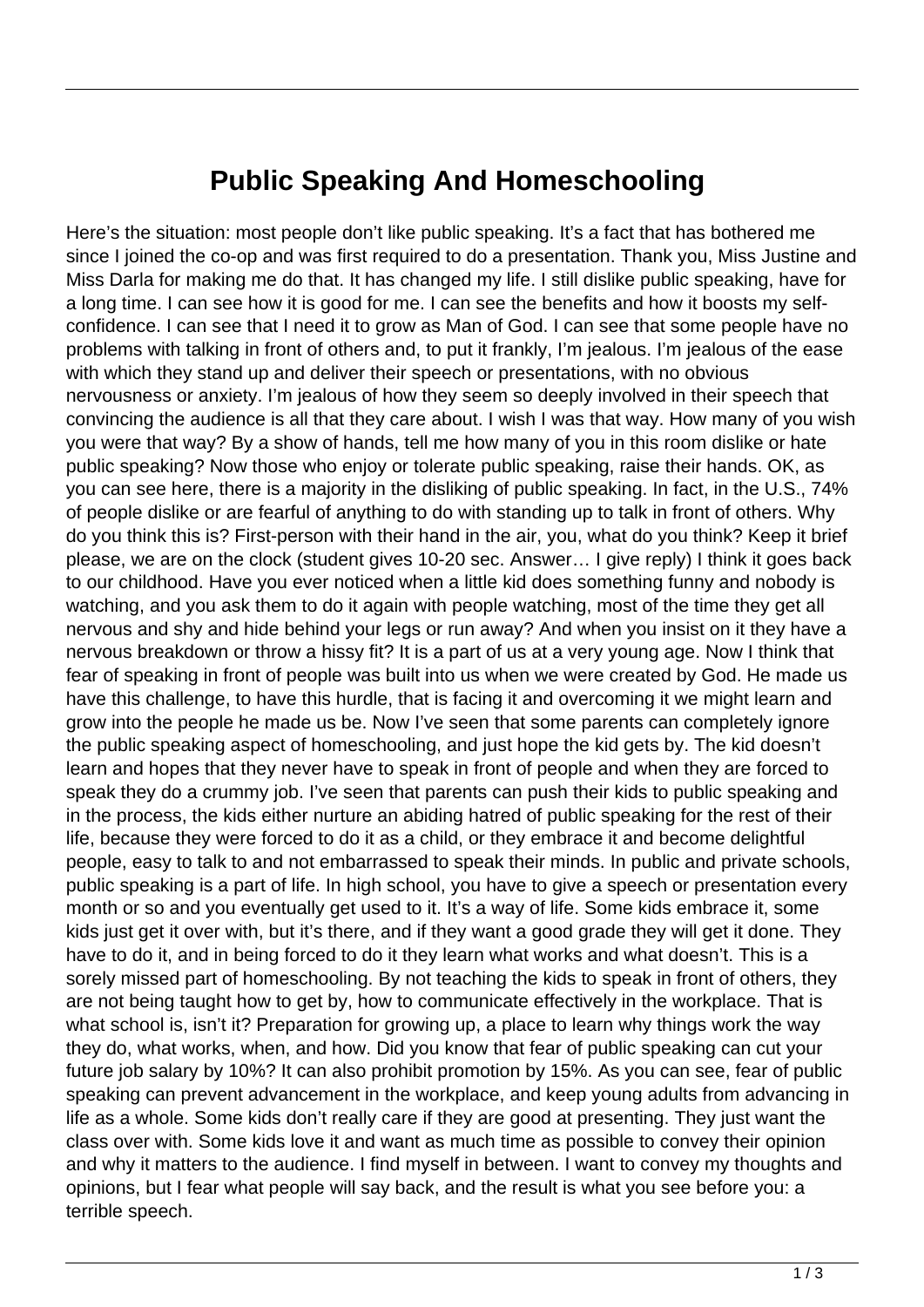# Public Speaking And Homeschooling

Here's the situation: most people don't like public speaking. It's a fact that has bothered me since I joined the co-op and was first required to do a presentation. Thank you, Miss Justine and Miss Darla for making me do that. It has changed my life. I still dislike public speaking, have for a long time. I can see how it is good for me. I can see the benefits and how it boosts my self-confidence. I can see that I need it to grow as Man of God. I can see that some people have no problems with talking in front of others and, to put it frankly, I'm jealous. I'm jealous of the ease with which they stand up and deliver their speech or presentations, with no obvious nervousness or anxiety. I'm jealous of how they seem so deeply involved in their speech that convincing the audience is all that they care about. I wish I was that way. How many of you wish you were that way? By a show of hands, tell me how many of you in this room dislike or hate public speaking? Now those who enjoy or tolerate public speaking, raise their hands. OK, as you can see here, there is a majority in the disliking of public speaking. In fact, in the U.S., 74% of people dislike or are fearful of anything to do with standing up to talk in front of others. Why do you think this is? First-person with their hand in the air, you, what do you think? Keep it brief please, we are on the clock (student gives 10-20 sec. Answer… I give reply) I think it goes back to our childhood. Have you ever noticed when a little kid does something funny and nobody is watching, and you ask them to do it again with people watching, most of the time they get all nervous and shy and hide behind your legs or run away? And when you insist on it they have a nervous breakdown or throw a hissy fit? It is a part of us at a very young age. Now I think that fear of speaking in front of people was built into us when we were created by God. He made us have this challenge, to have this hurdle, that is facing it and overcoming it we might learn and grow into the people he made us be. Now I've seen that some parents can completely ignore the public speaking aspect of homeschooling, and just hope the kid gets by. The kid doesn't learn and hopes that they never have to speak in front of people and when they are forced to speak they do a crummy job. I've seen that parents can push their kids to public speaking and in the process, the kids either nurture an abiding hatred of public speaking for the rest of their life, because they were forced to do it as a child, or they embrace it and become delightful people, easy to talk to and not embarrassed to speak their minds. In public and private schools, public speaking is a part of life. In high school, you have to give a speech or presentation every month or so and you eventually get used to it. It's a way of life. Some kids embrace it, some kids just get it over with, but it's there, and if they want a good grade they will get it done. They have to do it, and in being forced to do it they learn what works and what doesn't. This is a sorely missed part of homeschooling. By not teaching the kids to speak in front of others, they are not being taught how to get by, how to communicate effectively in the workplace. That is what school is, isn't it? Preparation for growing up, a place to learn why things work the way they do, what works, when, and how. Did you know that fear of public speaking can cut your future job salary by 10%? It can also prohibit promotion by 15%. As you can see, fear of public speaking can prevent advancement in the workplace, and keep young adults from advancing in life as a whole. Some kids don't really care if they are good at presenting. They just want the class over with. Some kids love it and want as much time as possible to convey their opinion and why it matters to the audience. I find myself in between. I want to convey my thoughts and opinions, but I fear what people will say back, and the result is what you see before you: a terrible speech.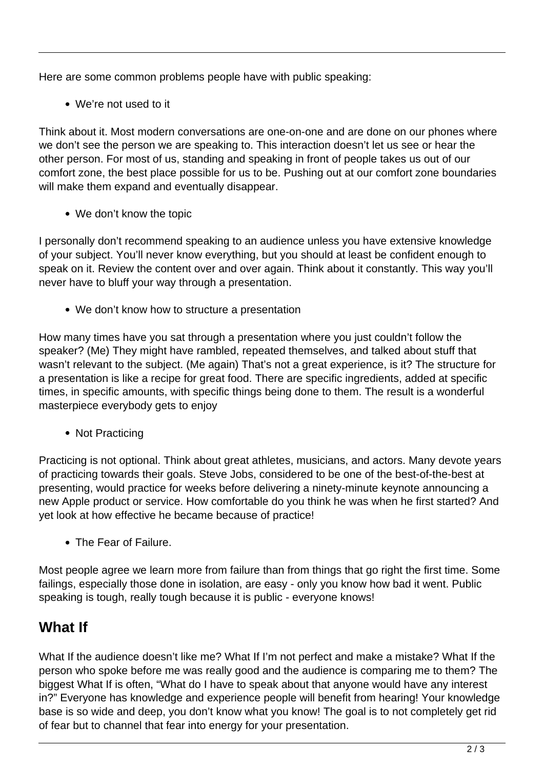Here are some common problems people have with public speaking:

- We're not used to it

Think about it. Most modern conversations are one-on-one and are done on our phones where we don't see the person we are speaking to. This interaction doesn't let us see or hear the other person. For most of us, standing and speaking in front of people takes us out of our comfort zone, the best place possible for us to be. Pushing out at our comfort zone boundaries will make them expand and eventually disappear.

- We don't know the topic

I personally don't recommend speaking to an audience unless you have extensive knowledge of your subject. You'll never know everything, but you should at least be confident enough to speak on it. Review the content over and over again. Think about it constantly. This way you'll never have to bluff your way through a presentation.

- We don't know how to structure a presentation

How many times have you sat through a presentation where you just couldn't follow the speaker? (Me) They might have rambled, repeated themselves, and talked about stuff that wasn't relevant to the subject. (Me again) That's not a great experience, is it? The structure for a presentation is like a recipe for great food. There are specific ingredients, added at specific times, in specific amounts, with specific things being done to them. The result is a wonderful masterpiece everybody gets to enjoy

- Not Practicing

Practicing is not optional. Think about great athletes, musicians, and actors. Many devote years of practicing towards their goals. Steve Jobs, considered to be one of the best-of-the-best at presenting, would practice for weeks before delivering a ninety-minute keynote announcing a new Apple product or service. How comfortable do you think he was when he first started? And yet look at how effective he became because of practice!

- The Fear of Failure.

Most people agree we learn more from failure than from things that go right the first time. Some failings, especially those done in isolation, are easy - only you know how bad it went. Public speaking is tough, really tough because it is public - everyone knows!

## What If

What If the audience doesn't like me? What If I'm not perfect and make a mistake? What If the person who spoke before me was really good and the audience is comparing me to them? The biggest What If is often, "What do I have to speak about that anyone would have any interest in?" Everyone has knowledge and experience people will benefit from hearing! Your knowledge base is so wide and deep, you don't know what you know! The goal is to not completely get rid of fear but to channel that fear into energy for your presentation.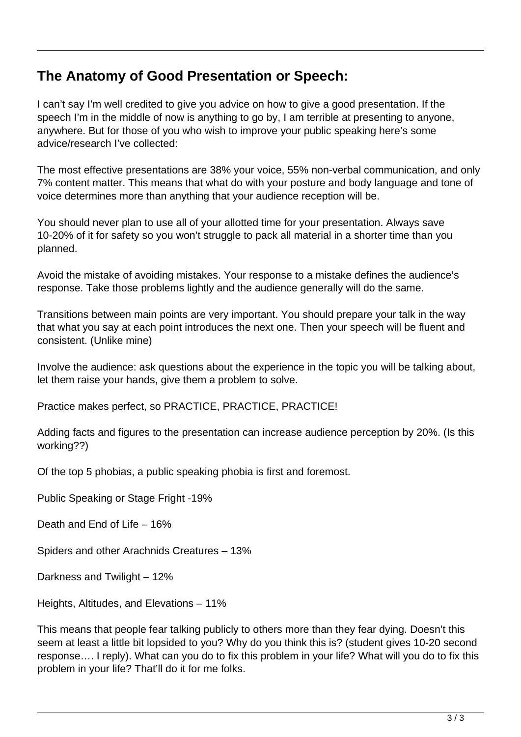## The Anatomy of Good Presentation or Speech:

I can't say I'm well credited to give you advice on how to give a good presentation. If the speech I'm in the middle of now is anything to go by, I am terrible at presenting to anyone, anywhere. But for those of you who wish to improve your public speaking here's some advice/research I've collected:

The most effective presentations are 38% your voice, 55% non-verbal communication, and only 7% content matter. This means that what do with your posture and body language and tone of voice determines more than anything that your audience reception will be.

You should never plan to use all of your allotted time for your presentation. Always save 10-20% of it for safety so you won't struggle to pack all material in a shorter time than you planned.

Avoid the mistake of avoiding mistakes. Your response to a mistake defines the audience's response. Take those problems lightly and the audience generally will do the same.

Transitions between main points are very important. You should prepare your talk in the way that what you say at each point introduces the next one. Then your speech will be fluent and consistent. (Unlike mine)

Involve the audience: ask questions about the experience in the topic you will be talking about, let them raise your hands, give them a problem to solve.

Practice makes perfect, so PRACTICE, PRACTICE, PRACTICE!

Adding facts and figures to the presentation can increase audience perception by 20%. (Is this working??)

Of the top 5 phobias, a public speaking phobia is first and foremost.

Public Speaking or Stage Fright -19%

Death and End of Life – 16%

Spiders and other Arachnids Creatures – 13%

Darkness and Twilight – 12%

Heights, Altitudes, and Elevations – 11%

This means that people fear talking publicly to others more than they fear dying. Doesn't this seem at least a little bit lopsided to you? Why do you think this is? (student gives 10-20 second response…. I reply). What can you do to fix this problem in your life? What will you do to fix this problem in your life? That'll do it for me folks.